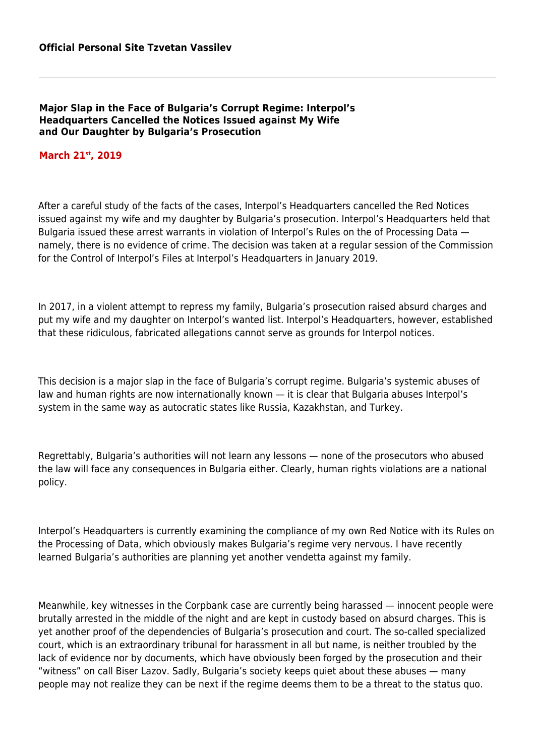**Official Personal Site Tzvetan Vassilev**

---

## Major Slap in the Face of Bulgaria's Corrupt Regime: Interpol's Headquarters Cancelled the Notices Issued against My Wife and Our Daughter by Bulgaria's Prosecution

**March 21st, 2019**

After a careful study of the facts of the cases, Interpol's Headquarters cancelled the Red Notices issued against my wife and my daughter by Bulgaria's prosecution. Interpol's Headquarters held that Bulgaria issued these arrest warrants in violation of Interpol's Rules on the of Processing Data — namely, there is no evidence of crime. The decision was taken at a regular session of the Commission for the Control of Interpol's Files at Interpol's Headquarters in January 2019.

In 2017, in a violent attempt to repress my family, Bulgaria's prosecution raised absurd charges and put my wife and my daughter on Interpol's wanted list. Interpol's Headquarters, however, established that these ridiculous, fabricated allegations cannot serve as grounds for Interpol notices.

This decision is a major slap in the face of Bulgaria's corrupt regime. Bulgaria's systemic abuses of law and human rights are now internationally known — it is clear that Bulgaria abuses Interpol's system in the same way as autocratic states like Russia, Kazakhstan, and Turkey.

Regrettably, Bulgaria's authorities will not learn any lessons — none of the prosecutors who abused the law will face any consequences in Bulgaria either. Clearly, human rights violations are a national policy.

Interpol's Headquarters is currently examining the compliance of my own Red Notice with its Rules on the Processing of Data, which obviously makes Bulgaria's regime very nervous. I have recently learned Bulgaria's authorities are planning yet another vendetta against my family.

Meanwhile, key witnesses in the Corpbank case are currently being harassed — innocent people were brutally arrested in the middle of the night and are kept in custody based on absurd charges. This is yet another proof of the dependencies of Bulgaria's prosecution and court. The so-called specialized court, which is an extraordinary tribunal for harassment in all but name, is neither troubled by the lack of evidence nor by documents, which have obviously been forged by the prosecution and their "witness" on call Biser Lazov. Sadly, Bulgaria's society keeps quiet about these abuses — many people may not realize they can be next if the regime deems them to be a threat to the status quo.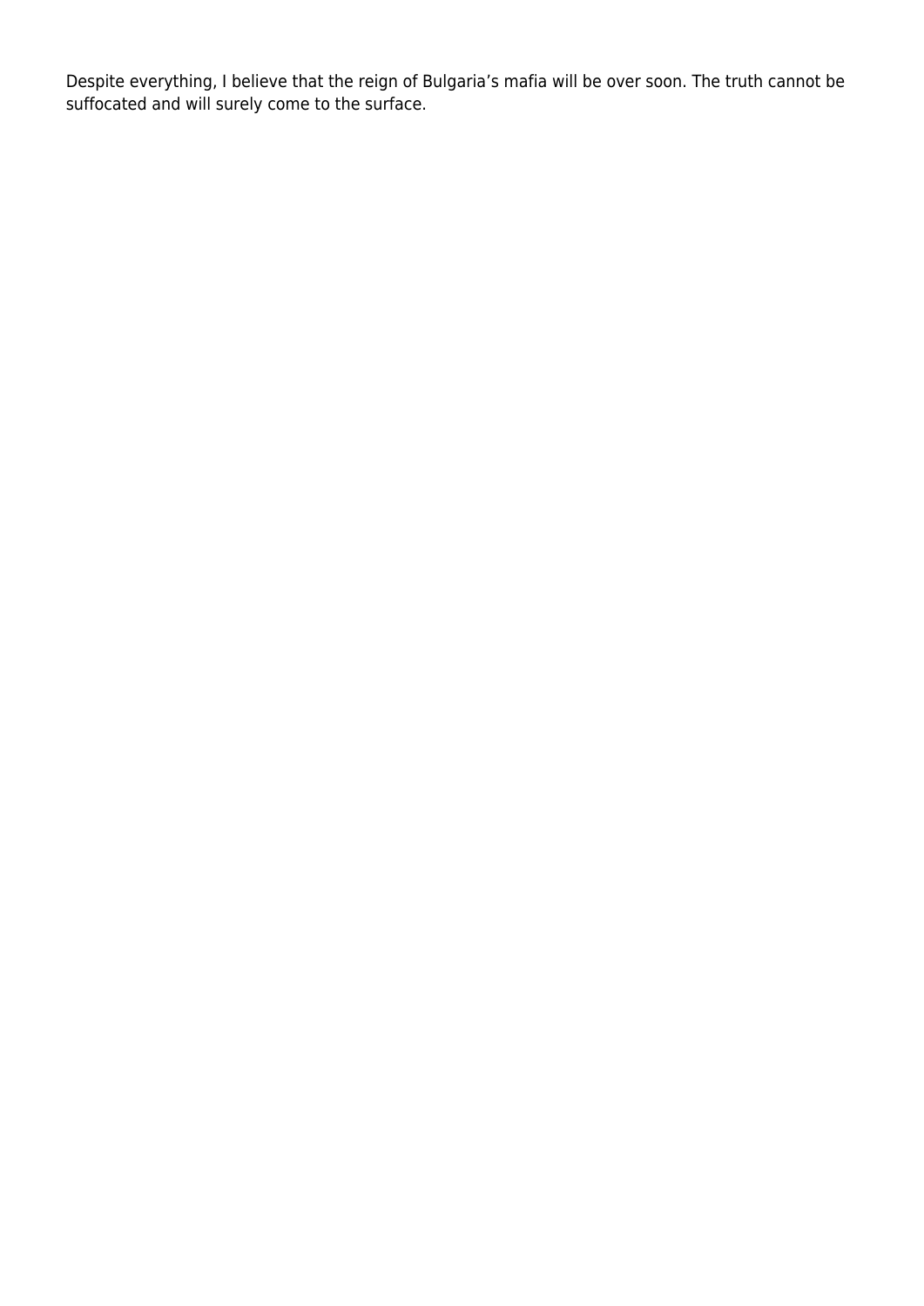Despite everything, I believe that the reign of Bulgaria's mafia will be over soon. The truth cannot be suffocated and will surely come to the surface.